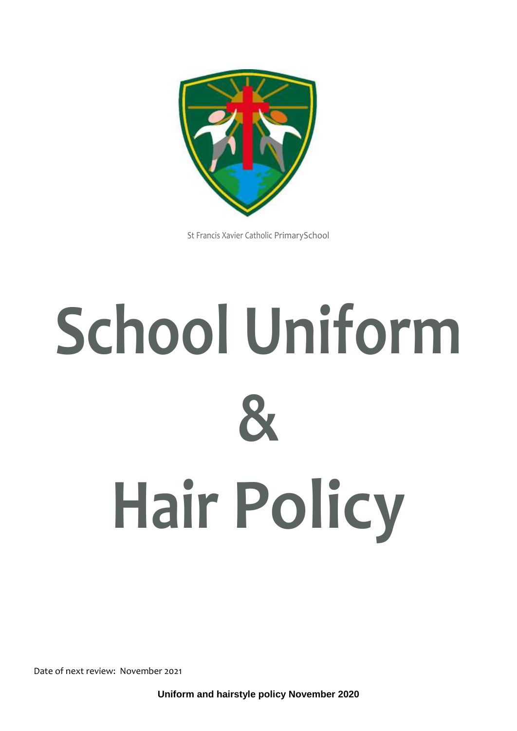St Francis Xavier Catholic PrimarySchool

# School Uniform & Hair Policy

Date of next review: November 2021

**Uniform and hairstyle policy November 2020**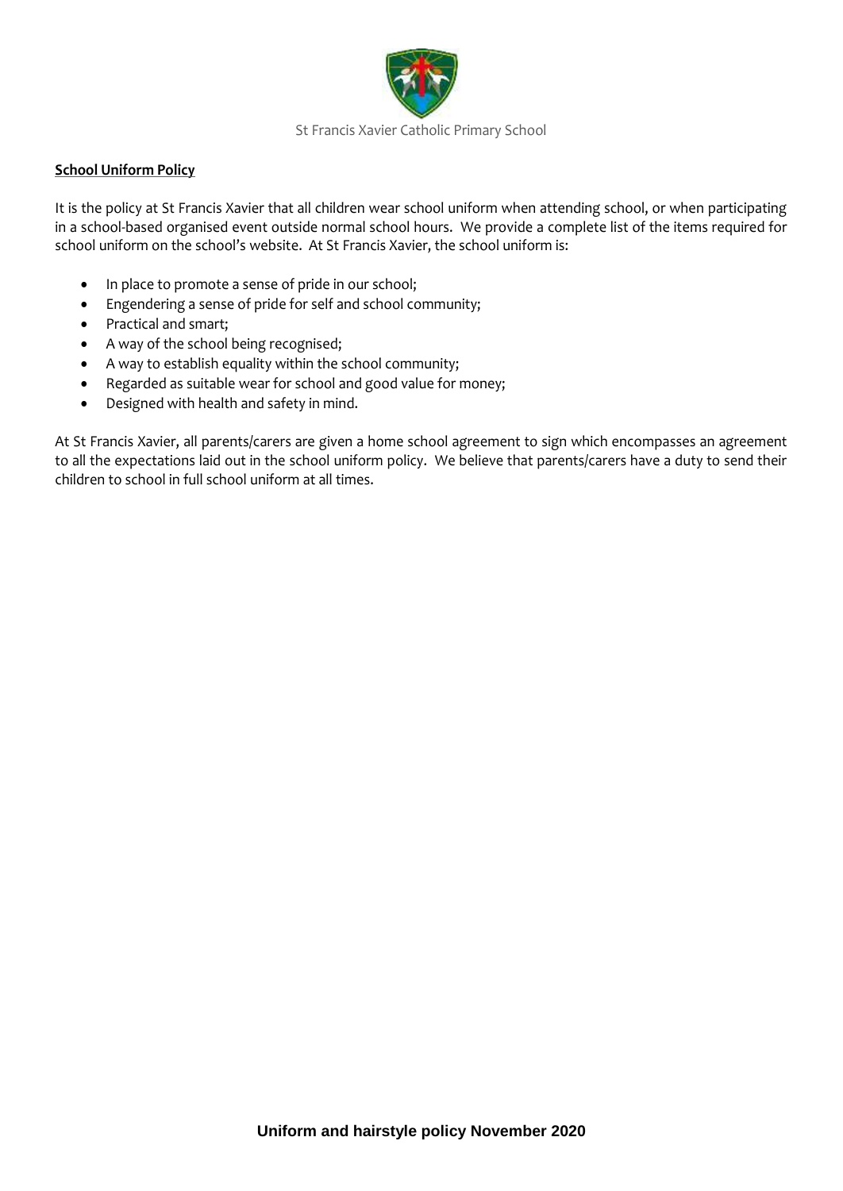St Francis Xavier Catholic Primary School

**School Uniform Policy**

It is the policy at St Francis Xavier that all children wear school uniform when attending school, or when participating in a school-based organised event outside normal school hours. We provide a complete list of the items required for school uniform on the school's website. At St Francis Xavier, the school uniform is:

- In place to promote a sense of pride in our school;
- Engendering a sense of pride for self and school community;
- Practical and smart;
- A way of the school being recognised;
- A way to establish equality within the school community;
- Regarded as suitable wear for school and good value for money;
- Designed with health and safety in mind.

At St Francis Xavier, all parents/carers are given a home school agreement to sign which encompasses an agreement to all the expectations laid out in the school uniform policy. We believe that parents/carers have a duty to send their children to school in full school uniform at all times.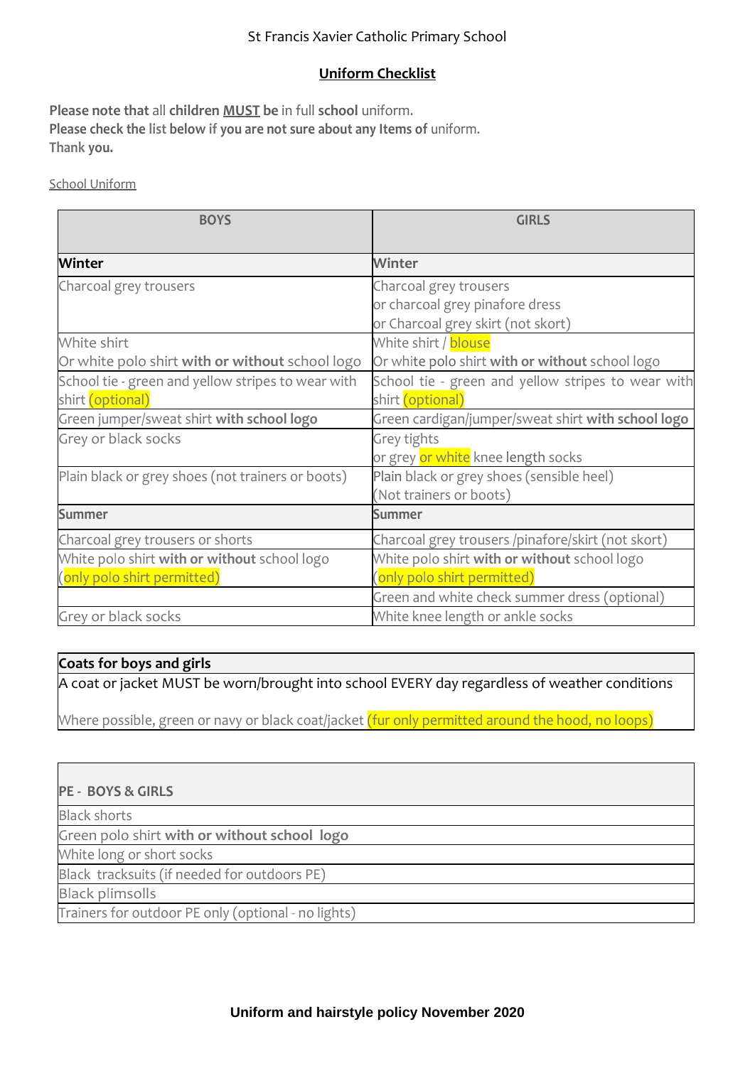St Francis Xavier Catholic Primary School

## Uniform Checklist

**Please note that** all **children MUST be** in full **school** uniform.
**Please check the** list **below** if **you are not sure about any Items of** uniform.
**Thank you.**

School Uniform

| BOYS | GIRLS |
|---|---|
| **Winter** | **Winter** |
| Charcoal grey trousers | Charcoal grey trousers<br>or charcoal grey pinafore dress<br>or Charcoal grey skirt (not skort) |
| White shirt<br>Or white polo shirt **with or without** school logo | White shirt / blouse<br>Or white polo shirt **with or without** school logo |
| School tie - green and yellow stripes to wear with shirt (optional) | School tie - green and yellow stripes to wear with shirt (optional) |
| Green jumper/sweat shirt **with school logo** | Green cardigan/jumper/sweat shirt **with school logo** |
| Grey or black socks | Grey tights<br>or grey or white knee length socks |
| Plain black or grey shoes (not trainers or boots) | Plain black or grey shoes (sensible heel)<br>(Not trainers or boots) |
| **Summer** | **Summer** |
| Charcoal grey trousers or shorts | Charcoal grey trousers /pinafore/skirt (not skort) |
| White polo shirt **with or without** school logo<br>(only polo shirt permitted) | White polo shirt **with or without** school logo<br>(only polo shirt permitted) |
| | Green and white check summer dress (optional) |
| Grey or black socks | White knee length or ankle socks |

| **Coats for boys and girls** |
|---|
| A coat or jacket MUST be worn/brought into school EVERY day regardless of weather conditions<br><br>Where possible, green or navy or black coat/jacket (fur only permitted around the hood, no loops) |

| **PE - BOYS & GIRLS** |
|---|
| Black shorts |
| Green polo shirt **with or without school logo** |
| White long or short socks |
| Black tracksuits (if needed for outdoors PE) |
| Black plimsolls |
| Trainers for outdoor PE only (optional - no lights) |

**Uniform and hairstyle policy November 2020**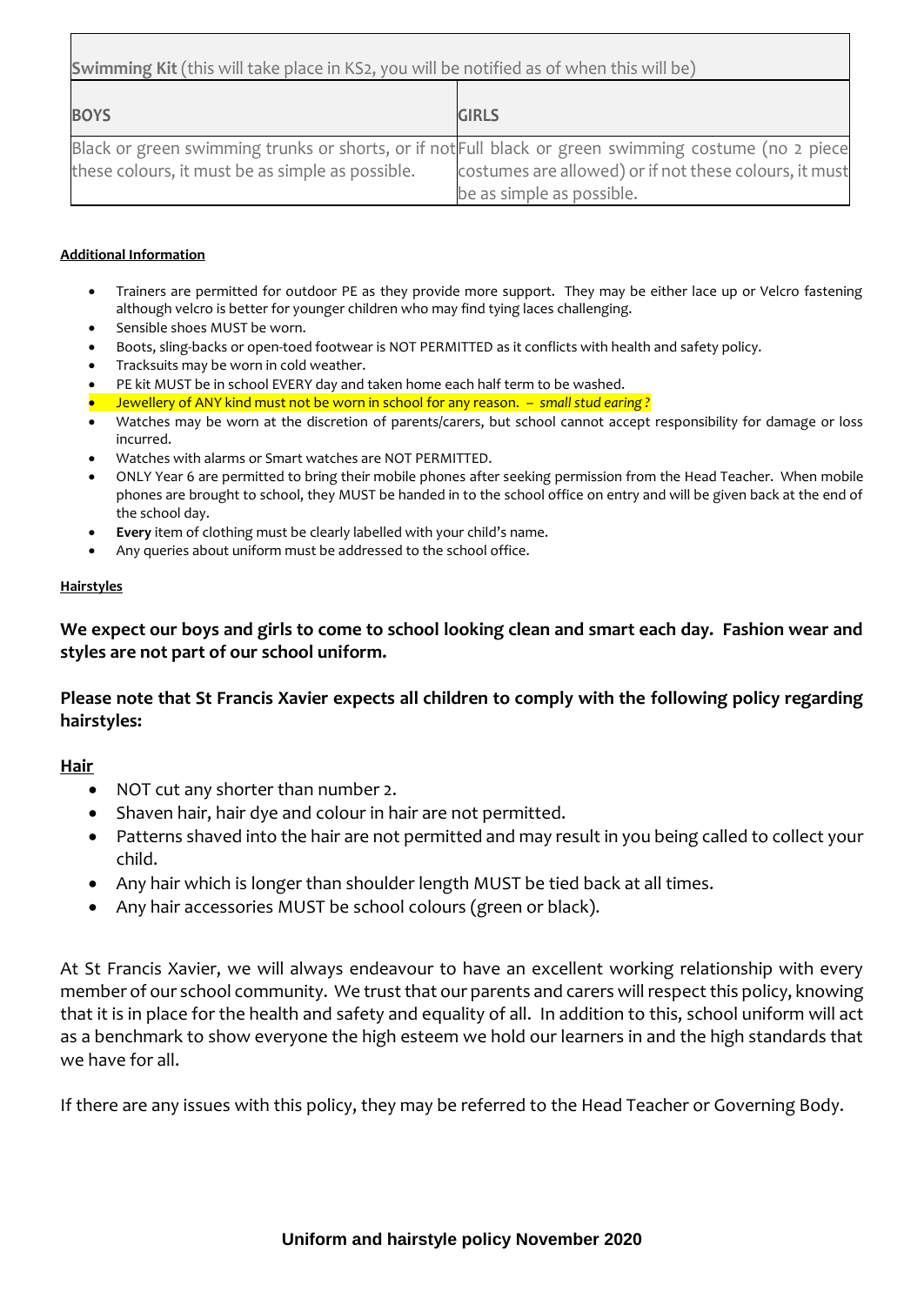| Swimming Kit (this will take place in KS2, you will be notified as of when this will be) | |
|---|---|
| **BOYS** | **GIRLS** |
| Black or green swimming trunks or shorts, or if not these colours, it must be as simple as possible. | Full black or green swimming costume (no 2 piece costumes are allowed) or if not these colours, it must be as simple as possible. |

**Additional Information**

- Trainers are permitted for outdoor PE as they provide more support. They may be either lace up or Velcro fastening although velcro is better for younger children who may find tying laces challenging.
- Sensible shoes MUST be worn.
- Boots, sling-backs or open-toed footwear is NOT PERMITTED as it conflicts with health and safety policy.
- Tracksuits may be worn in cold weather.
- PE kit MUST be in school EVERY day and taken home each half term to be washed.
- Jewellery of ANY kind must not be worn in school for any reason. – *small stud earing ?*
- Watches may be worn at the discretion of parents/carers, but school cannot accept responsibility for damage or loss incurred.
- Watches with alarms or Smart watches are NOT PERMITTED.
- ONLY Year 6 are permitted to bring their mobile phones after seeking permission from the Head Teacher. When mobile phones are brought to school, they MUST be handed in to the school office on entry and will be given back at the end of the school day.
- **Every** item of clothing must be clearly labelled with your child's name.
- Any queries about uniform must be addressed to the school office.

**Hairstyles**

**We expect our boys and girls to come to school looking clean and smart each day. Fashion wear and styles are not part of our school uniform.**

**Please note that St Francis Xavier expects all children to comply with the following policy regarding hairstyles:**

**Hair**

- NOT cut any shorter than number 2.
- Shaven hair, hair dye and colour in hair are not permitted.
- Patterns shaved into the hair are not permitted and may result in you being called to collect your child.
- Any hair which is longer than shoulder length MUST be tied back at all times.
- Any hair accessories MUST be school colours (green or black).

At St Francis Xavier, we will always endeavour to have an excellent working relationship with every member of our school community. We trust that our parents and carers will respect this policy, knowing that it is in place for the health and safety and equality of all. In addition to this, school uniform will act as a benchmark to show everyone the high esteem we hold our learners in and the high standards that we have for all.

If there are any issues with this policy, they may be referred to the Head Teacher or Governing Body.

**Uniform and hairstyle policy November 2020**